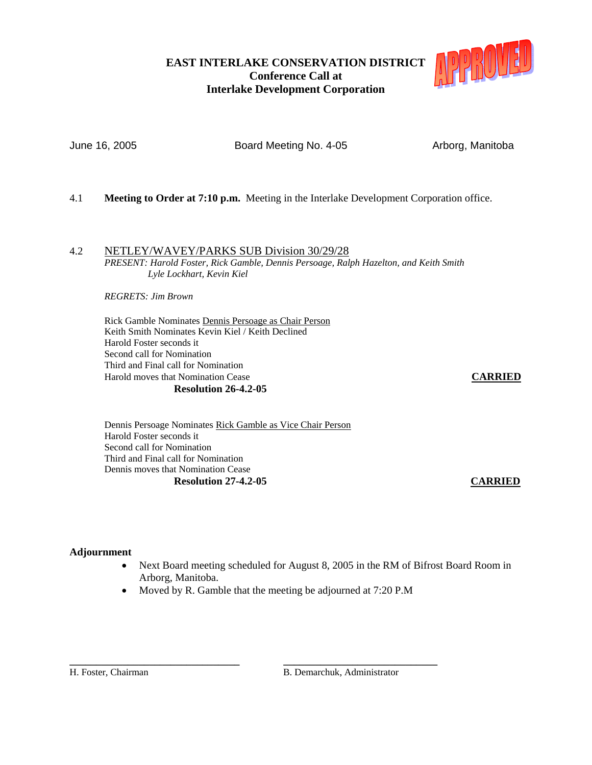**EAST INTERLAKE CONSERVATION DISTRICT**
**Conference Call at**
**Interlake Development Corporation**

APPROVED

June 16, 2005 | Board Meeting No. 4-05 | Arborg, Manitoba

4.1 **Meeting to Order at 7:10 p.m.** Meeting in the Interlake Development Corporation office.

4.2 NETLEY/WAVEY/PARKS SUB Division 30/29/28

*PRESENT: Harold Foster, Rick Gamble, Dennis Persoage, Ralph Hazelton, and Keith Smith Lyle Lockhart, Kevin Kiel*

*REGRETS: Jim Brown*

Rick Gamble Nominates Dennis Persoage as Chair Person
Keith Smith Nominates Kevin Kiel / Keith Declined
Harold Foster seconds it
Second call for Nomination
Third and Final call for Nomination
Harold moves that Nomination Cease **CARRIED**
**Resolution 26-4.2-05**

Dennis Persoage Nominates Rick Gamble as Vice Chair Person
Harold Foster seconds it
Second call for Nomination
Third and Final call for Nomination
Dennis moves that Nomination Cease
**Resolution 27-4.2-05** **CARRIED**

**Adjournment**

- Next Board meeting scheduled for August 8, 2005 in the RM of Bifrost Board Room in Arborg, Manitoba.
- Moved by R. Gamble that the meeting be adjourned at 7:20 P.M

H. Foster, Chairman

B. Demarchuk, Administrator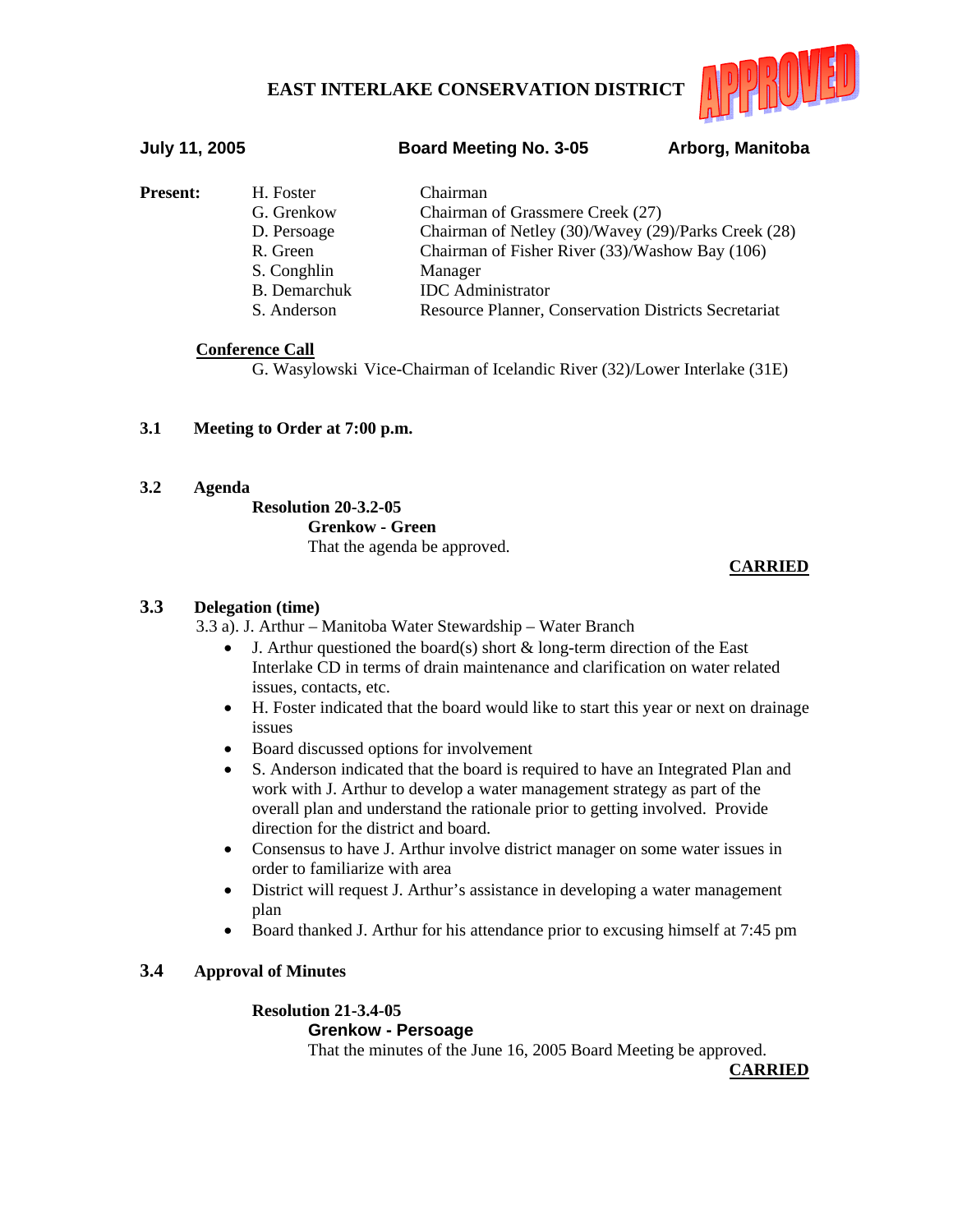# EAST INTERLAKE CONSERVATION DISTRICT

APPROVED

**July 11, 2005** | **Board Meeting No. 3-05** | **Arborg, Manitoba**

**Present:**

| | |
|---|---|
| H. Foster | Chairman |
| G. Grenkow | Chairman of Grassmere Creek (27) |
| D. Persoage | Chairman of Netley (30)/Wavey (29)/Parks Creek (28) |
| R. Green | Chairman of Fisher River (33)/Washow Bay (106) |
| S. Conghlin | Manager |
| B. Demarchuk | IDC Administrator |
| S. Anderson | Resource Planner, Conservation Districts Secretariat |

**Conference Call**

G. Wasylowski Vice-Chairman of Icelandic River (32)/Lower Interlake (31E)

## 3.1 Meeting to Order at 7:00 p.m.

## 3.2 Agenda

**Resolution 20-3.2-05**

**Grenkow - Green**

That the agenda be approved.

**CARRIED**

## 3.3 Delegation (time)

3.3 a). J. Arthur – Manitoba Water Stewardship – Water Branch

- J. Arthur questioned the board(s) short & long-term direction of the East Interlake CD in terms of drain maintenance and clarification on water related issues, contacts, etc.
- H. Foster indicated that the board would like to start this year or next on drainage issues
- Board discussed options for involvement
- S. Anderson indicated that the board is required to have an Integrated Plan and work with J. Arthur to develop a water management strategy as part of the overall plan and understand the rationale prior to getting involved. Provide direction for the district and board.
- Consensus to have J. Arthur involve district manager on some water issues in order to familiarize with area
- District will request J. Arthur's assistance in developing a water management plan
- Board thanked J. Arthur for his attendance prior to excusing himself at 7:45 pm

## 3.4 Approval of Minutes

**Resolution 21-3.4-05**

**Grenkow - Persoage**

That the minutes of the June 16, 2005 Board Meeting be approved.

**CARRIED**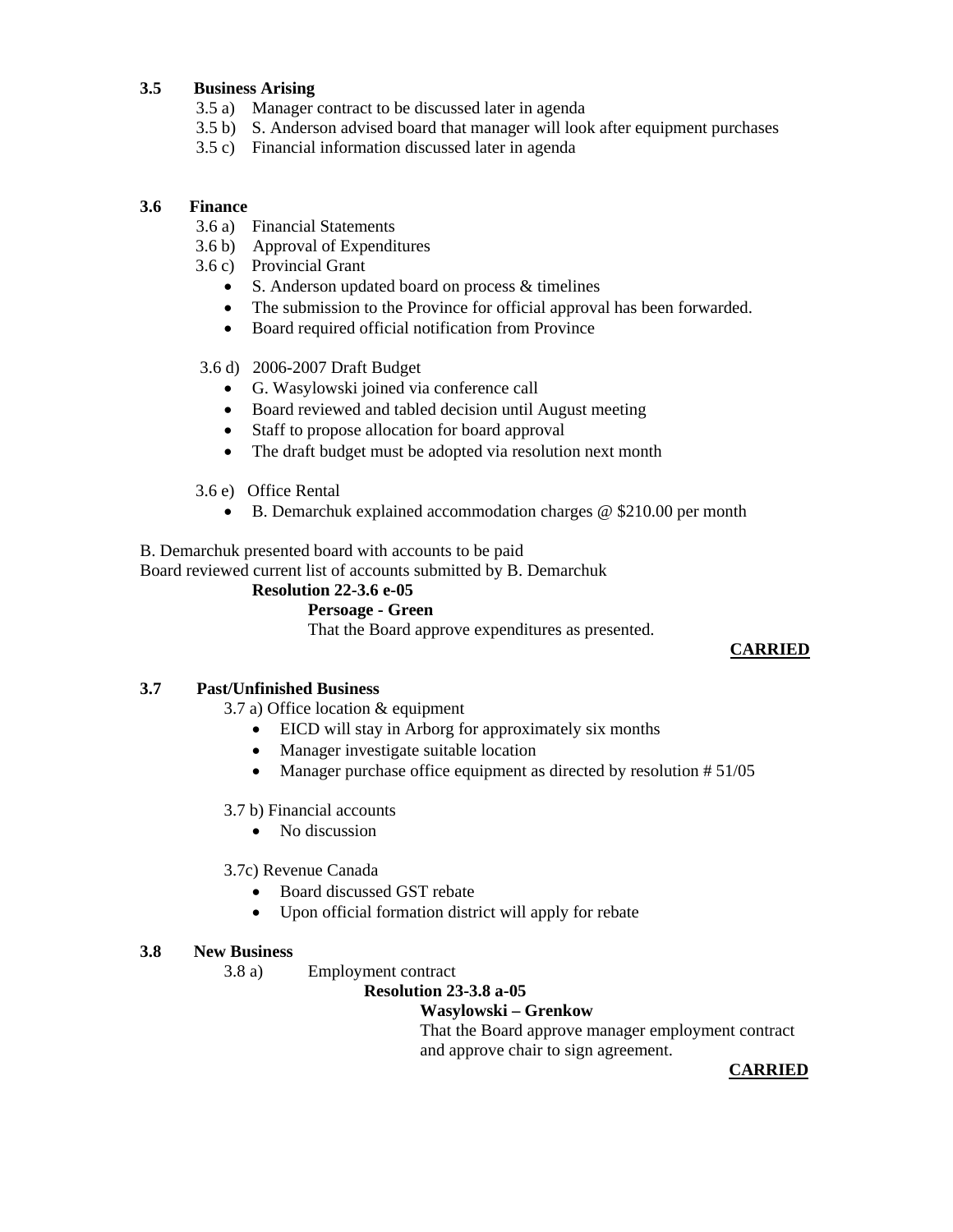**3.5 Business Arising**

- 3.5 a) Manager contract to be discussed later in agenda
- 3.5 b) S. Anderson advised board that manager will look after equipment purchases
- 3.5 c) Financial information discussed later in agenda

**3.6 Finance**

3.6 a) Financial Statements

3.6 b) Approval of Expenditures

3.6 c) Provincial Grant

- S. Anderson updated board on process & timelines
- The submission to the Province for official approval has been forwarded.
- Board required official notification from Province

3.6 d) 2006-2007 Draft Budget

- G. Wasylowski joined via conference call
- Board reviewed and tabled decision until August meeting
- Staff to propose allocation for board approval
- The draft budget must be adopted via resolution next month

3.6 e) Office Rental

- B. Demarchuk explained accommodation charges @ $210.00 per month

B. Demarchuk presented board with accounts to be paid
Board reviewed current list of accounts submitted by B. Demarchuk

**Resolution 22-3.6 e-05**

**Persoage - Green**

That the Board approve expenditures as presented.

**CARRIED**

**3.7 Past/Unfinished Business**

3.7 a) Office location & equipment

- EICD will stay in Arborg for approximately six months
- Manager investigate suitable location
- Manager purchase office equipment as directed by resolution # 51/05

3.7 b) Financial accounts

- No discussion

3.7c) Revenue Canada

- Board discussed GST rebate
- Upon official formation district will apply for rebate

**3.8 New Business**

3.8 a) Employment contract

**Resolution 23-3.8 a-05**

**Wasylowski – Grenkow**

That the Board approve manager employment contract and approve chair to sign agreement.

**CARRIED**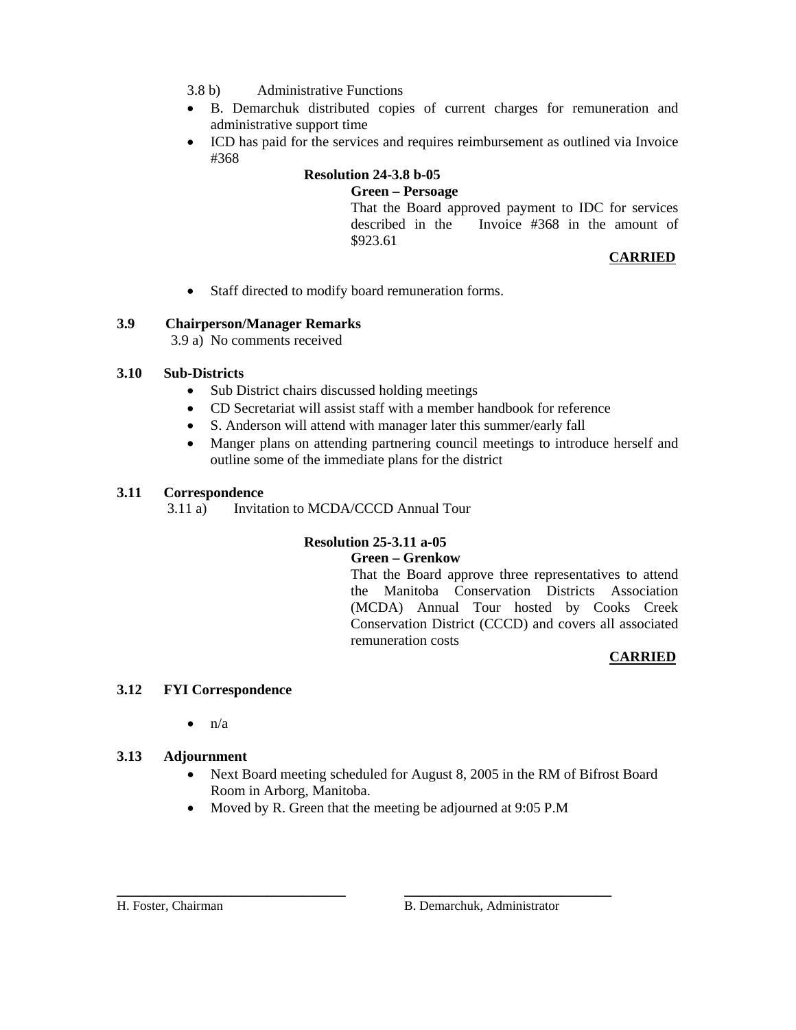3.8 b) Administrative Functions

- B. Demarchuk distributed copies of current charges for remuneration and administrative support time
- ICD has paid for the services and requires reimbursement as outlined via Invoice #368

**Resolution 24-3.8 b-05**

**Green – Persoage**

That the Board approved payment to IDC for services described in the Invoice #368 in the amount of $923.61

**CARRIED**

- Staff directed to modify board remuneration forms.

**3.9 Chairperson/Manager Remarks**

3.9 a) No comments received

**3.10 Sub-Districts**

- Sub District chairs discussed holding meetings
- CD Secretariat will assist staff with a member handbook for reference
- S. Anderson will attend with manager later this summer/early fall
- Manger plans on attending partnering council meetings to introduce herself and outline some of the immediate plans for the district

**3.11 Correspondence**

3.11 a) Invitation to MCDA/CCCD Annual Tour

**Resolution 25-3.11 a-05**

**Green – Grenkow**

That the Board approve three representatives to attend the Manitoba Conservation Districts Association (MCDA) Annual Tour hosted by Cooks Creek Conservation District (CCCD) and covers all associated remuneration costs

**CARRIED**

**3.12 FYI Correspondence**

- n/a

**3.13 Adjournment**

- Next Board meeting scheduled for August 8, 2005 in the RM of Bifrost Board Room in Arborg, Manitoba.
- Moved by R. Green that the meeting be adjourned at 9:05 P.M

\_\_\_\_\_\_\_\_\_\_\_\_\_\_\_\_\_\_\_\_\_\_\_\_\_\_\_\_\_\_\_\_
H. Foster, Chairman

\_\_\_\_\_\_\_\_\_\_\_\_\_\_\_\_\_\_\_\_\_\_\_\_\_\_\_\_\_\_\_\_
B. Demarchuk, Administrator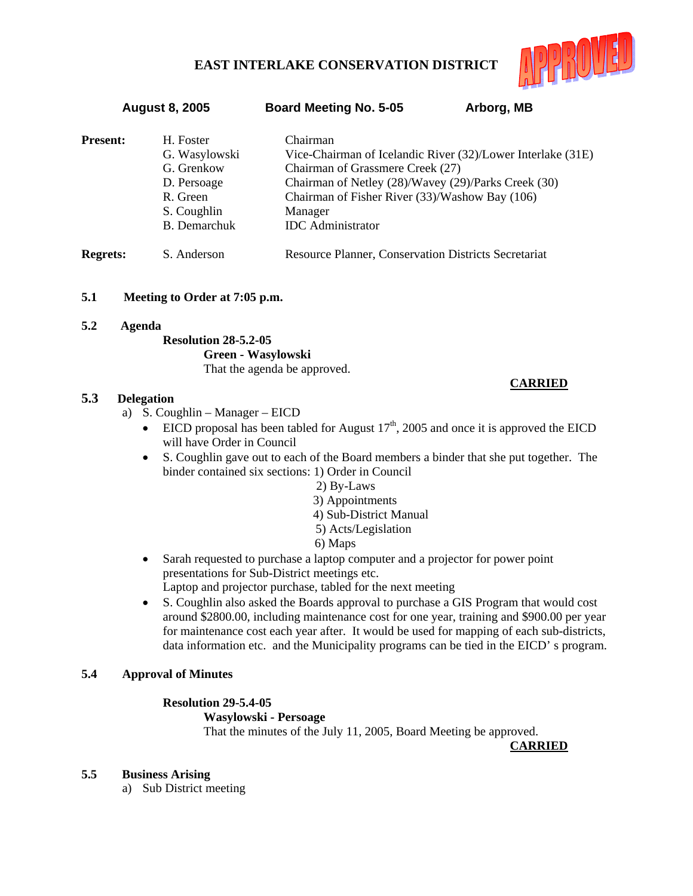# EAST INTERLAKE CONSERVATION DISTRICT

APPROVED

**August 8, 2005** **Board Meeting No. 5-05** **Arborg, MB**

| | | |
|---|---|---|
| **Present:** | H. Foster | Chairman |
| | G. Wasylowski | Vice-Chairman of Icelandic River (32)/Lower Interlake (31E) |
| | G. Grenkow | Chairman of Grassmere Creek (27) |
| | D. Persoage | Chairman of Netley (28)/Wavey (29)/Parks Creek (30) |
| | R. Green | Chairman of Fisher River (33)/Washow Bay (106) |
| | S. Coughlin | Manager |
| | B. Demarchuk | IDC Administrator |
| **Regrets:** | S. Anderson | Resource Planner, Conservation Districts Secretariat |

**5.1 Meeting to Order at 7:05 p.m.**

**5.2 Agenda**

**Resolution 28-5.2-05**
**Green - Wasylowski**
That the agenda be approved.

**CARRIED**

**5.3 Delegation**

a) S. Coughlin – Manager – EICD

- EICD proposal has been tabled for August 17th, 2005 and once it is approved the EICD will have Order in Council
- S. Coughlin gave out to each of the Board members a binder that she put together. The binder contained six sections: 1) Order in Council
  2) By-Laws
  3) Appointments
  4) Sub-District Manual
  5) Acts/Legislation
  6) Maps
- Sarah requested to purchase a laptop computer and a projector for power point presentations for Sub-District meetings etc.
  Laptop and projector purchase, tabled for the next meeting
- S. Coughlin also asked the Boards approval to purchase a GIS Program that would cost around $2800.00, including maintenance cost for one year, training and $900.00 per year for maintenance cost each year after. It would be used for mapping of each sub-districts, data information etc. and the Municipality programs can be tied in the EICD' s program.

**5.4 Approval of Minutes**

**Resolution 29-5.4-05**
**Wasylowski - Persoage**
That the minutes of the July 11, 2005, Board Meeting be approved.

**CARRIED**

**5.5 Business Arising**

a) Sub District meeting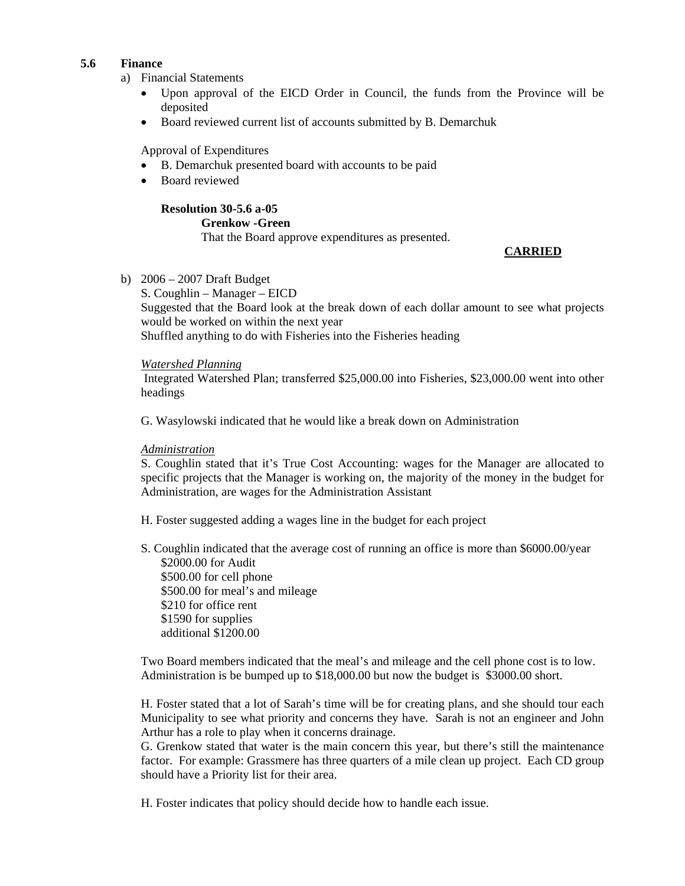## 5.6 Finance

a) Financial Statements

- Upon approval of the EICD Order in Council, the funds from the Province will be deposited
- Board reviewed current list of accounts submitted by B. Demarchuk

Approval of Expenditures

- B. Demarchuk presented board with accounts to be paid
- Board reviewed

**Resolution 30-5.6 a-05**
**Grenkow -Green**
That the Board approve expenditures as presented.

**CARRIED**

b) 2006 – 2007 Draft Budget

S. Coughlin – Manager – EICD
Suggested that the Board look at the break down of each dollar amount to see what projects would be worked on within the next year
Shuffled anything to do with Fisheries into the Fisheries heading

*Watershed Planning*
Integrated Watershed Plan; transferred $25,000.00 into Fisheries, $23,000.00 went into other headings

G. Wasylowski indicated that he would like a break down on Administration

*Administration*
S. Coughlin stated that it's True Cost Accounting: wages for the Manager are allocated to specific projects that the Manager is working on, the majority of the money in the budget for Administration, are wages for the Administration Assistant

H. Foster suggested adding a wages line in the budget for each project

S. Coughlin indicated that the average cost of running an office is more than $6000.00/year
$2000.00 for Audit
$500.00 for cell phone
$500.00 for meal's and mileage
$210 for office rent
$1590 for supplies
additional $1200.00

Two Board members indicated that the meal's and mileage and the cell phone cost is to low.
Administration is be bumped up to $18,000.00 but now the budget is $3000.00 short.

H. Foster stated that a lot of Sarah's time will be for creating plans, and she should tour each Municipality to see what priority and concerns they have. Sarah is not an engineer and John Arthur has a role to play when it concerns drainage.
G. Grenkow stated that water is the main concern this year, but there's still the maintenance factor. For example: Grassmere has three quarters of a mile clean up project. Each CD group should have a Priority list for their area.

H. Foster indicates that policy should decide how to handle each issue.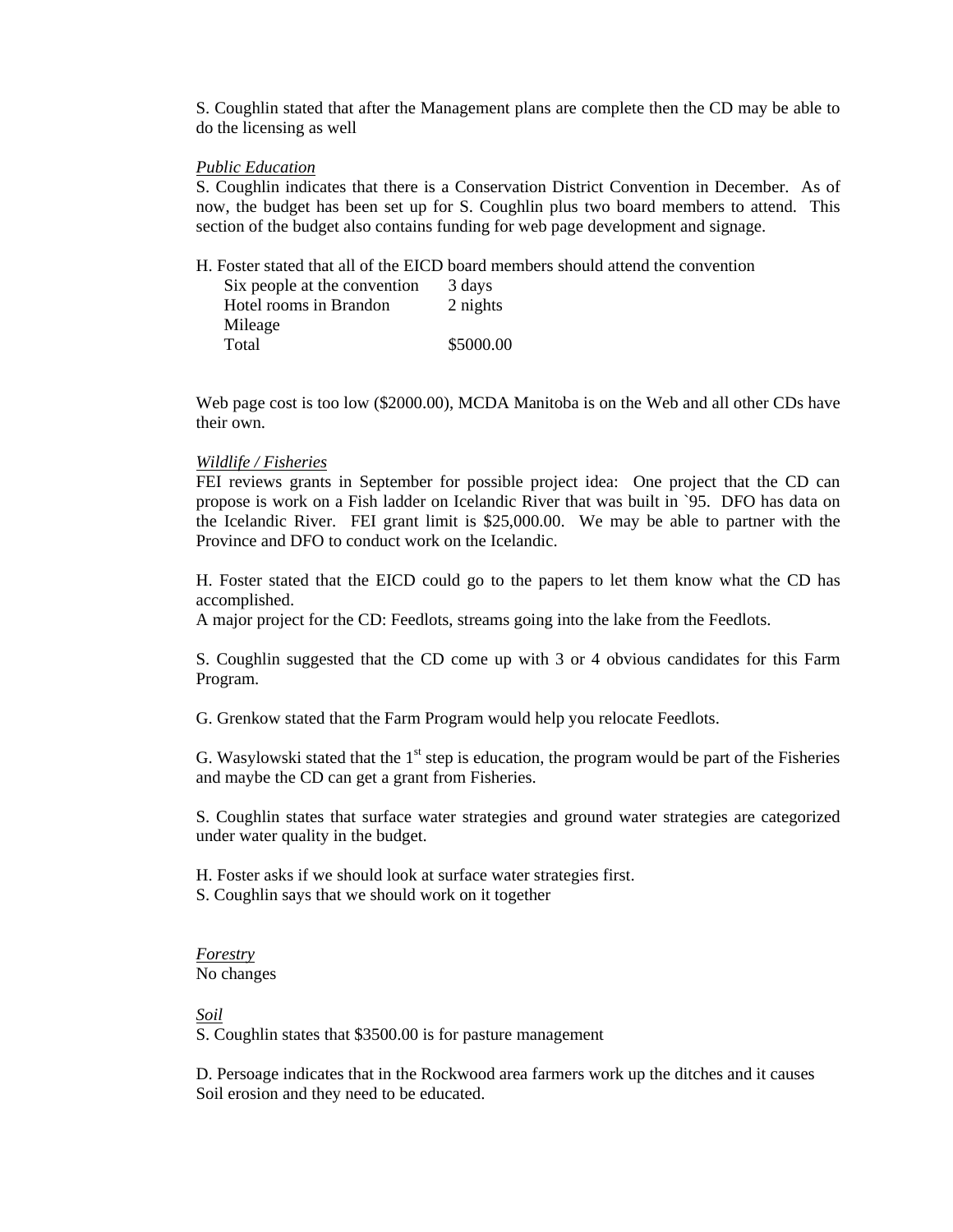S. Coughlin stated that after the Management plans are complete then the CD may be able to do the licensing as well

*Public Education*

S. Coughlin indicates that there is a Conservation District Convention in December. As of now, the budget has been set up for S. Coughlin plus two board members to attend. This section of the budget also contains funding for web page development and signage.

H. Foster stated that all of the EICD board members should attend the convention

| | |
|---|---|
| Six people at the convention | 3 days |
| Hotel rooms in Brandon | 2 nights |
| Mileage | |
| Total | $5000.00 |

Web page cost is too low ($2000.00), MCDA Manitoba is on the Web and all other CDs have their own.

*Wildlife / Fisheries*

FEI reviews grants in September for possible project idea: One project that the CD can propose is work on a Fish ladder on Icelandic River that was built in `95. DFO has data on the Icelandic River. FEI grant limit is $25,000.00. We may be able to partner with the Province and DFO to conduct work on the Icelandic.

H. Foster stated that the EICD could go to the papers to let them know what the CD has accomplished.
A major project for the CD: Feedlots, streams going into the lake from the Feedlots.

S. Coughlin suggested that the CD come up with 3 or 4 obvious candidates for this Farm Program.

G. Grenkow stated that the Farm Program would help you relocate Feedlots.

G. Wasylowski stated that the 1st step is education, the program would be part of the Fisheries and maybe the CD can get a grant from Fisheries.

S. Coughlin states that surface water strategies and ground water strategies are categorized under water quality in the budget.

H. Foster asks if we should look at surface water strategies first.
S. Coughlin says that we should work on it together

*Forestry*

No changes

*Soil*

S. Coughlin states that $3500.00 is for pasture management

D. Persoage indicates that in the Rockwood area farmers work up the ditches and it causes Soil erosion and they need to be educated.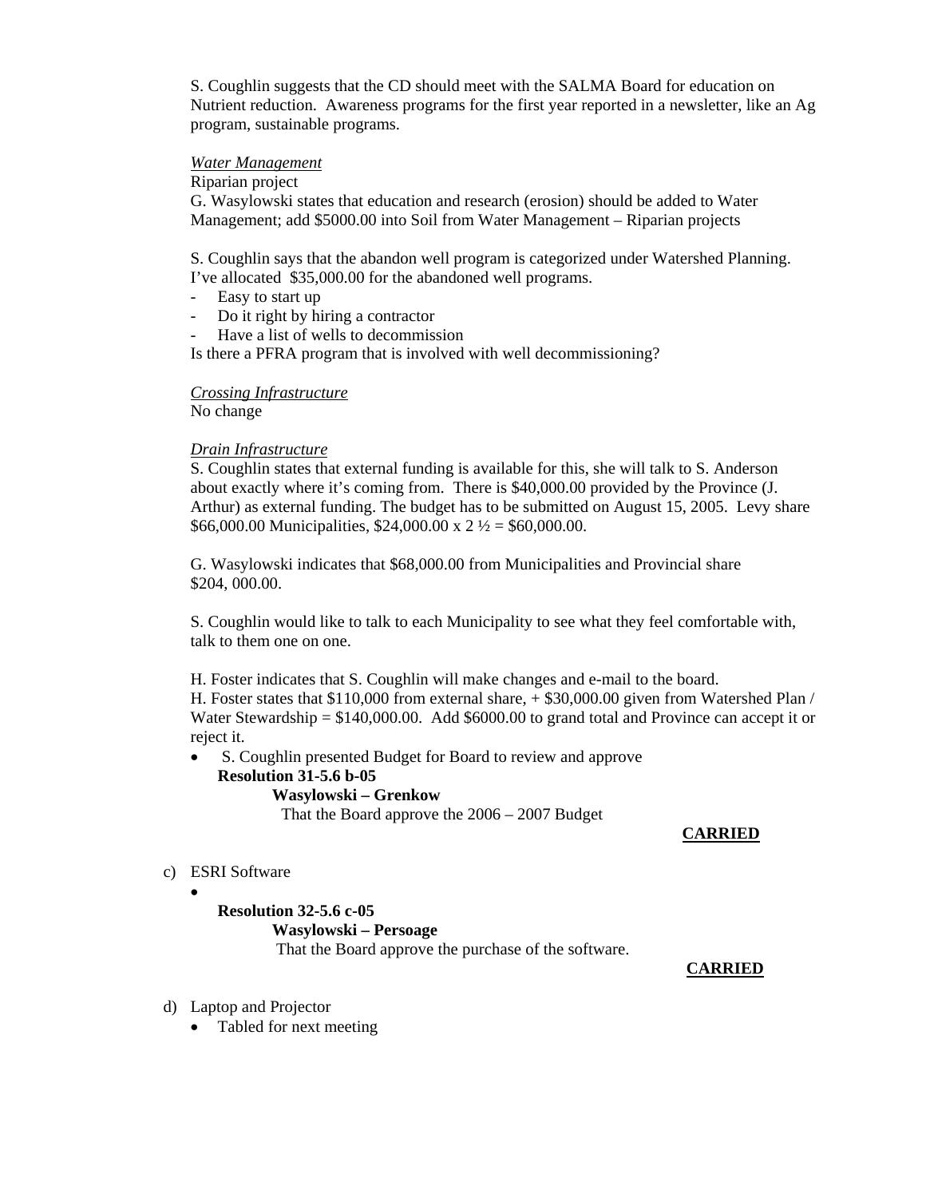S. Coughlin suggests that the CD should meet with the SALMA Board for education on Nutrient reduction. Awareness programs for the first year reported in a newsletter, like an Ag program, sustainable programs.

*Water Management*

Riparian project

G. Wasylowski states that education and research (erosion) should be added to Water Management; add $5000.00 into Soil from Water Management – Riparian projects

S. Coughlin says that the abandon well program is categorized under Watershed Planning. I've allocated $35,000.00 for the abandoned well programs.

- Easy to start up
- Do it right by hiring a contractor
- Have a list of wells to decommission

Is there a PFRA program that is involved with well decommissioning?

*Crossing Infrastructure*

No change

*Drain Infrastructure*

S. Coughlin states that external funding is available for this, she will talk to S. Anderson about exactly where it's coming from. There is $40,000.00 provided by the Province (J. Arthur) as external funding. The budget has to be submitted on August 15, 2005. Levy share $66,000.00 Municipalities, $24,000.00 x 2 ½ = $60,000.00.

G. Wasylowski indicates that $68,000.00 from Municipalities and Provincial share $204, 000.00.

S. Coughlin would like to talk to each Municipality to see what they feel comfortable with, talk to them one on one.

H. Foster indicates that S. Coughlin will make changes and e-mail to the board.
H. Foster states that $110,000 from external share, + $30,000.00 given from Watershed Plan / Water Stewardship = $140,000.00. Add $6000.00 to grand total and Province can accept it or reject it.

- S. Coughlin presented Budget for Board to review and approve

  **Resolution 31-5.6 b-05**

  **Wasylowski – Grenkow**

  That the Board approve the 2006 – 2007 Budget

  **CARRIED**

c) ESRI Software

- 

  **Resolution 32-5.6 c-05**

  **Wasylowski – Persoage**

  That the Board approve the purchase of the software.

  **CARRIED**

d) Laptop and Projector

- Tabled for next meeting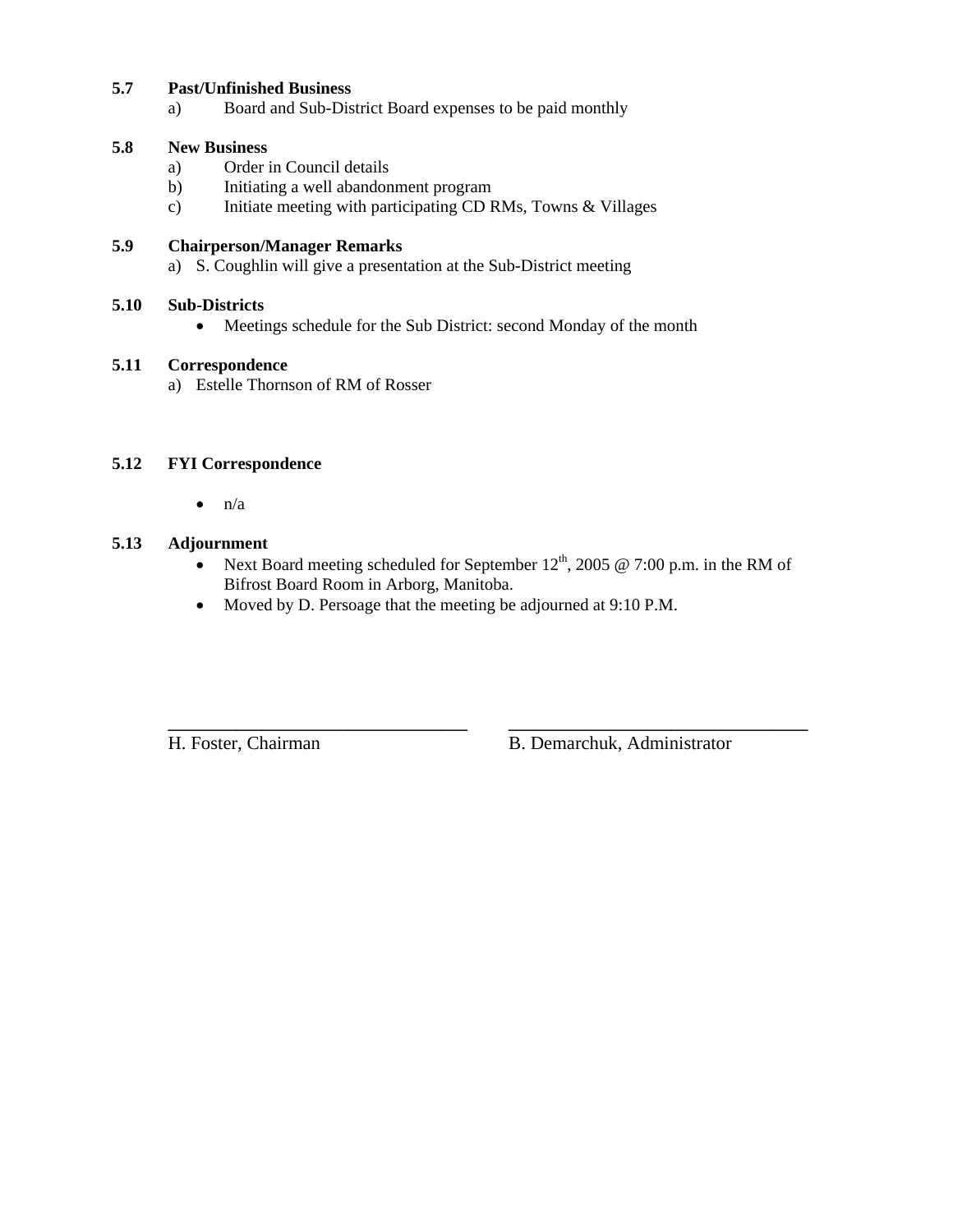**5.7 Past/Unfinished Business**

a) Board and Sub-District Board expenses to be paid monthly

**5.8 New Business**

a) Order in Council details
b) Initiating a well abandonment program
c) Initiate meeting with participating CD RMs, Towns & Villages

**5.9 Chairperson/Manager Remarks**

a) S. Coughlin will give a presentation at the Sub-District meeting

**5.10 Sub-Districts**

- Meetings schedule for the Sub District: second Monday of the month

**5.11 Correspondence**

a) Estelle Thornson of RM of Rosser

**5.12 FYI Correspondence**

- n/a

**5.13 Adjournment**

- Next Board meeting scheduled for September 12th, 2005 @ 7:00 p.m. in the RM of Bifrost Board Room in Arborg, Manitoba.
- Moved by D. Persoage that the meeting be adjourned at 9:10 P.M.

\_\_\_\_\_\_\_\_\_\_\_\_\_\_\_\_\_\_\_\_\_\_\_\_\_\_\_\_\_\_\_\_ H. Foster, Chairman

\_\_\_\_\_\_\_\_\_\_\_\_\_\_\_\_\_\_\_\_\_\_\_\_\_\_\_\_\_\_\_\_ B. Demarchuk, Administrator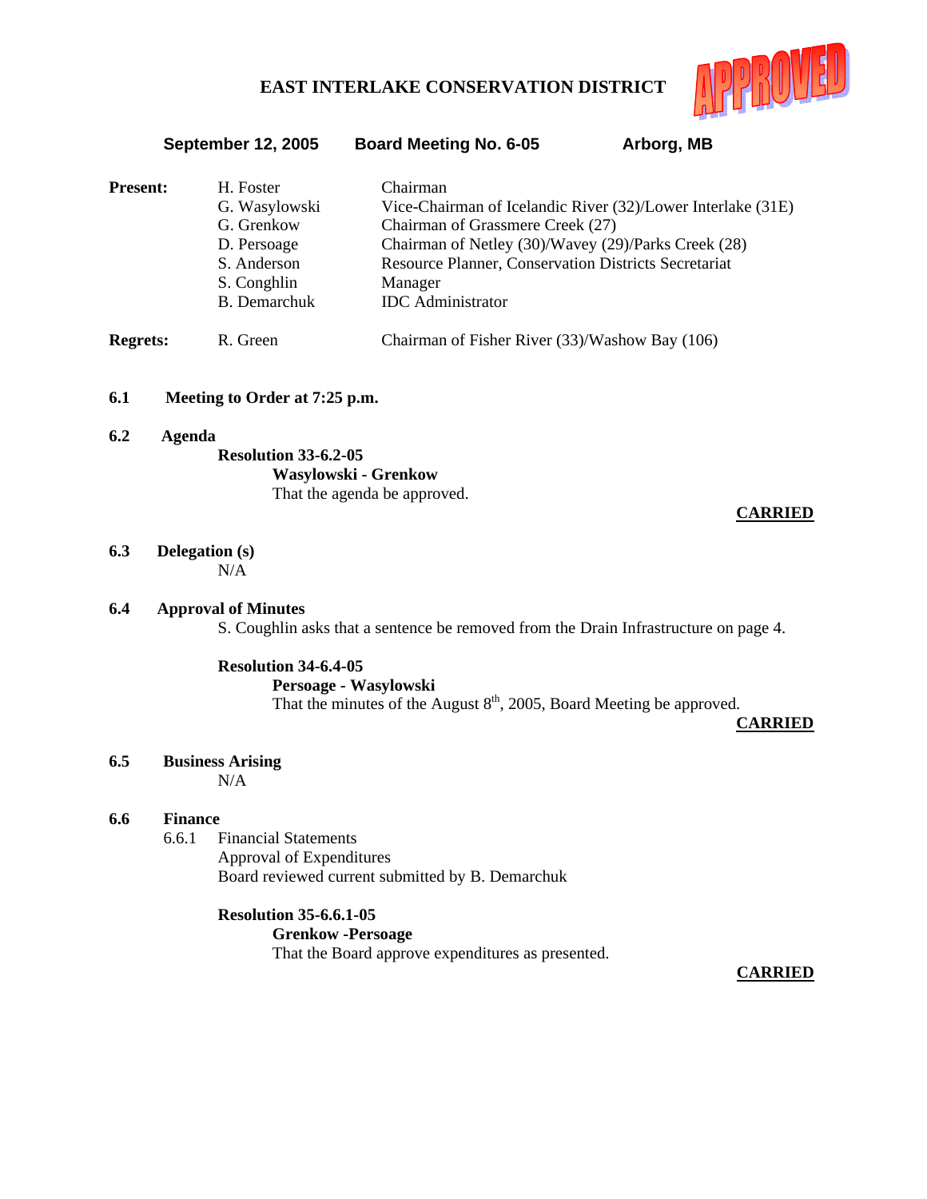# EAST INTERLAKE CONSERVATION DISTRICT

APPROVED

**September 12, 2005** &nbsp;&nbsp;&nbsp; **Board Meeting No. 6-05** &nbsp;&nbsp;&nbsp; **Arborg, MB**

| | | |
|---|---|---|
| **Present:** | H. Foster | Chairman |
| | G. Wasylowski | Vice-Chairman of Icelandic River (32)/Lower Interlake (31E) |
| | G. Grenkow | Chairman of Grassmere Creek (27) |
| | D. Persoage | Chairman of Netley (30)/Wavey (29)/Parks Creek (28) |
| | S. Anderson | Resource Planner, Conservation Districts Secretariat |
| | S. Conghlin | Manager |
| | B. Demarchuk | IDC Administrator |
| **Regrets:** | R. Green | Chairman of Fisher River (33)/Washow Bay (106) |

**6.1 Meeting to Order at 7:25 p.m.**

**6.2 Agenda**

**Resolution 33-6.2-05**
**Wasylowski - Grenkow**
That the agenda be approved.

**CARRIED**

**6.3 Delegation (s)**
N/A

**6.4 Approval of Minutes**
S. Coughlin asks that a sentence be removed from the Drain Infrastructure on page 4.

**Resolution 34-6.4-05**
**Persoage - Wasylowski**
That the minutes of the August 8th, 2005, Board Meeting be approved.

**CARRIED**

**6.5 Business Arising**
N/A

**6.6 Finance**

6.6.1 Financial Statements
Approval of Expenditures
Board reviewed current submitted by B. Demarchuk

**Resolution 35-6.6.1-05**
**Grenkow -Persoage**
That the Board approve expenditures as presented.

**CARRIED**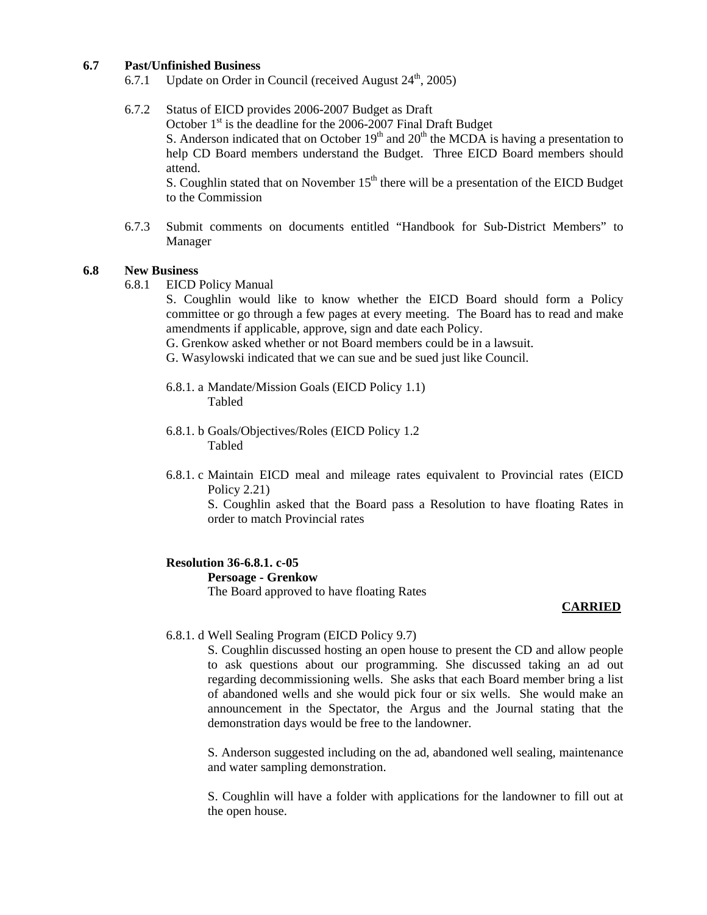**6.7 Past/Unfinished Business**

6.7.1 Update on Order in Council (received August 24th, 2005)

6.7.2 Status of EICD provides 2006-2007 Budget as Draft
October 1st is the deadline for the 2006-2007 Final Draft Budget
S. Anderson indicated that on October 19th and 20th the MCDA is having a presentation to help CD Board members understand the Budget. Three EICD Board members should attend.
S. Coughlin stated that on November 15th there will be a presentation of the EICD Budget to the Commission

6.7.3 Submit comments on documents entitled "Handbook for Sub-District Members" to Manager

**6.8 New Business**

6.8.1 EICD Policy Manual
S. Coughlin would like to know whether the EICD Board should form a Policy committee or go through a few pages at every meeting. The Board has to read and make amendments if applicable, approve, sign and date each Policy.
G. Grenkow asked whether or not Board members could be in a lawsuit.
G. Wasylowski indicated that we can sue and be sued just like Council.

6.8.1. a Mandate/Mission Goals (EICD Policy 1.1)
Tabled

6.8.1. b Goals/Objectives/Roles (EICD Policy 1.2
Tabled

6.8.1. c Maintain EICD meal and mileage rates equivalent to Provincial rates (EICD Policy 2.21)
S. Coughlin asked that the Board pass a Resolution to have floating Rates in order to match Provincial rates

**Resolution 36-6.8.1. c-05**
**Persoage - Grenkow**
The Board approved to have floating Rates

**CARRIED**

6.8.1. d Well Sealing Program (EICD Policy 9.7)
S. Coughlin discussed hosting an open house to present the CD and allow people to ask questions about our programming. She discussed taking an ad out regarding decommissioning wells. She asks that each Board member bring a list of abandoned wells and she would pick four or six wells. She would make an announcement in the Spectator, the Argus and the Journal stating that the demonstration days would be free to the landowner.

S. Anderson suggested including on the ad, abandoned well sealing, maintenance and water sampling demonstration.

S. Coughlin will have a folder with applications for the landowner to fill out at the open house.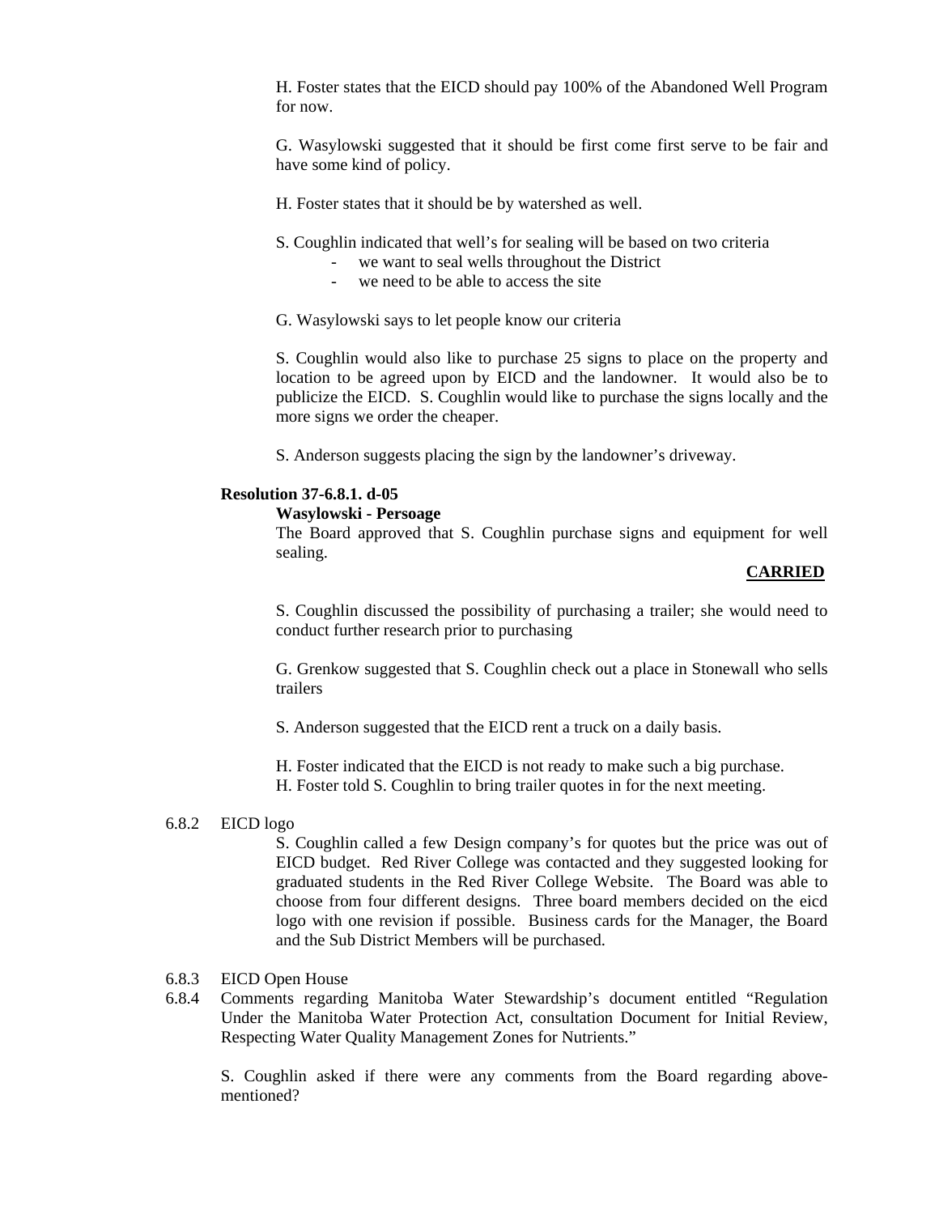H. Foster states that the EICD should pay 100% of the Abandoned Well Program for now.

G. Wasylowski suggested that it should be first come first serve to be fair and have some kind of policy.

H. Foster states that it should be by watershed as well.

S. Coughlin indicated that well's for sealing will be based on two criteria

- we want to seal wells throughout the District
- we need to be able to access the site

G. Wasylowski says to let people know our criteria

S. Coughlin would also like to purchase 25 signs to place on the property and location to be agreed upon by EICD and the landowner. It would also be to publicize the EICD. S. Coughlin would like to purchase the signs locally and the more signs we order the cheaper.

S. Anderson suggests placing the sign by the landowner's driveway.

**Resolution 37-6.8.1. d-05**

**Wasylowski - Persoage**

The Board approved that S. Coughlin purchase signs and equipment for well sealing.

**CARRIED**

S. Coughlin discussed the possibility of purchasing a trailer; she would need to conduct further research prior to purchasing

G. Grenkow suggested that S. Coughlin check out a place in Stonewall who sells trailers

S. Anderson suggested that the EICD rent a truck on a daily basis.

H. Foster indicated that the EICD is not ready to make such a big purchase.
H. Foster told S. Coughlin to bring trailer quotes in for the next meeting.

6.8.2 EICD logo

S. Coughlin called a few Design company's for quotes but the price was out of EICD budget. Red River College was contacted and they suggested looking for graduated students in the Red River College Website. The Board was able to choose from four different designs. Three board members decided on the eicd logo with one revision if possible. Business cards for the Manager, the Board and the Sub District Members will be purchased.

6.8.3 EICD Open House

6.8.4 Comments regarding Manitoba Water Stewardship's document entitled "Regulation Under the Manitoba Water Protection Act, consultation Document for Initial Review, Respecting Water Quality Management Zones for Nutrients."

S. Coughlin asked if there were any comments from the Board regarding above-mentioned?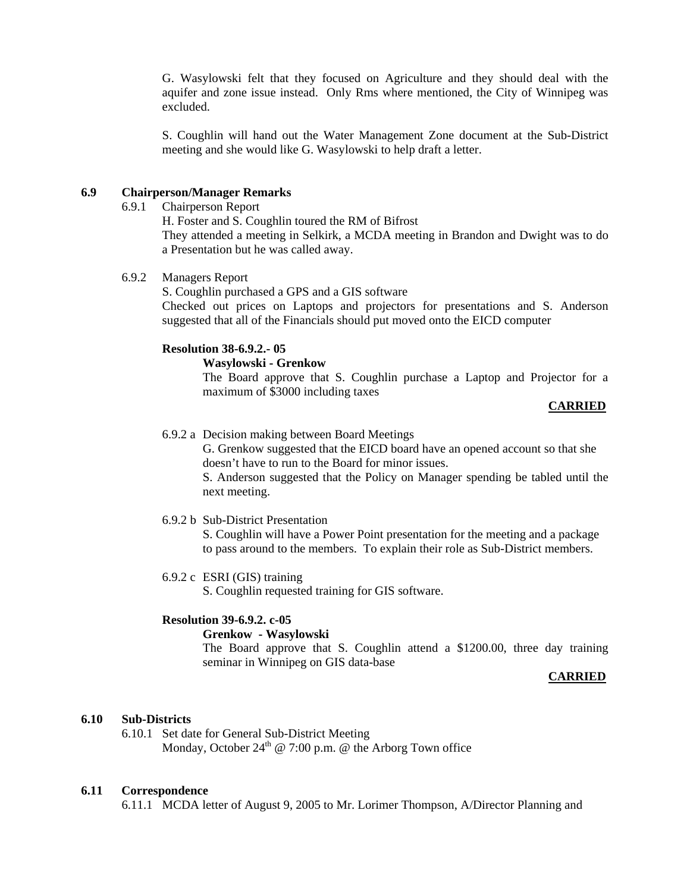G. Wasylowski felt that they focused on Agriculture and they should deal with the aquifer and zone issue instead. Only Rms where mentioned, the City of Winnipeg was excluded.

S. Coughlin will hand out the Water Management Zone document at the Sub-District meeting and she would like G. Wasylowski to help draft a letter.

**6.9 Chairperson/Manager Remarks**

6.9.1 Chairperson Report

H. Foster and S. Coughlin toured the RM of Bifrost

They attended a meeting in Selkirk, a MCDA meeting in Brandon and Dwight was to do a Presentation but he was called away.

6.9.2 Managers Report

S. Coughlin purchased a GPS and a GIS software

Checked out prices on Laptops and projectors for presentations and S. Anderson suggested that all of the Financials should put moved onto the EICD computer

**Resolution 38-6.9.2.- 05**

**Wasylowski - Grenkow**

The Board approve that S. Coughlin purchase a Laptop and Projector for a maximum of $3000 including taxes

**CARRIED**

6.9.2 a Decision making between Board Meetings

G. Grenkow suggested that the EICD board have an opened account so that she doesn't have to run to the Board for minor issues.

S. Anderson suggested that the Policy on Manager spending be tabled until the next meeting.

6.9.2 b Sub-District Presentation

S. Coughlin will have a Power Point presentation for the meeting and a package to pass around to the members. To explain their role as Sub-District members.

6.9.2 c ESRI (GIS) training

S. Coughlin requested training for GIS software.

**Resolution 39-6.9.2. c-05**

**Grenkow - Wasylowski**

The Board approve that S. Coughlin attend a $1200.00, three day training seminar in Winnipeg on GIS data-base

**CARRIED**

**6.10 Sub-Districts**

6.10.1 Set date for General Sub-District Meeting

Monday, October 24th @ 7:00 p.m. @ the Arborg Town office

**6.11 Correspondence**

6.11.1 MCDA letter of August 9, 2005 to Mr. Lorimer Thompson, A/Director Planning and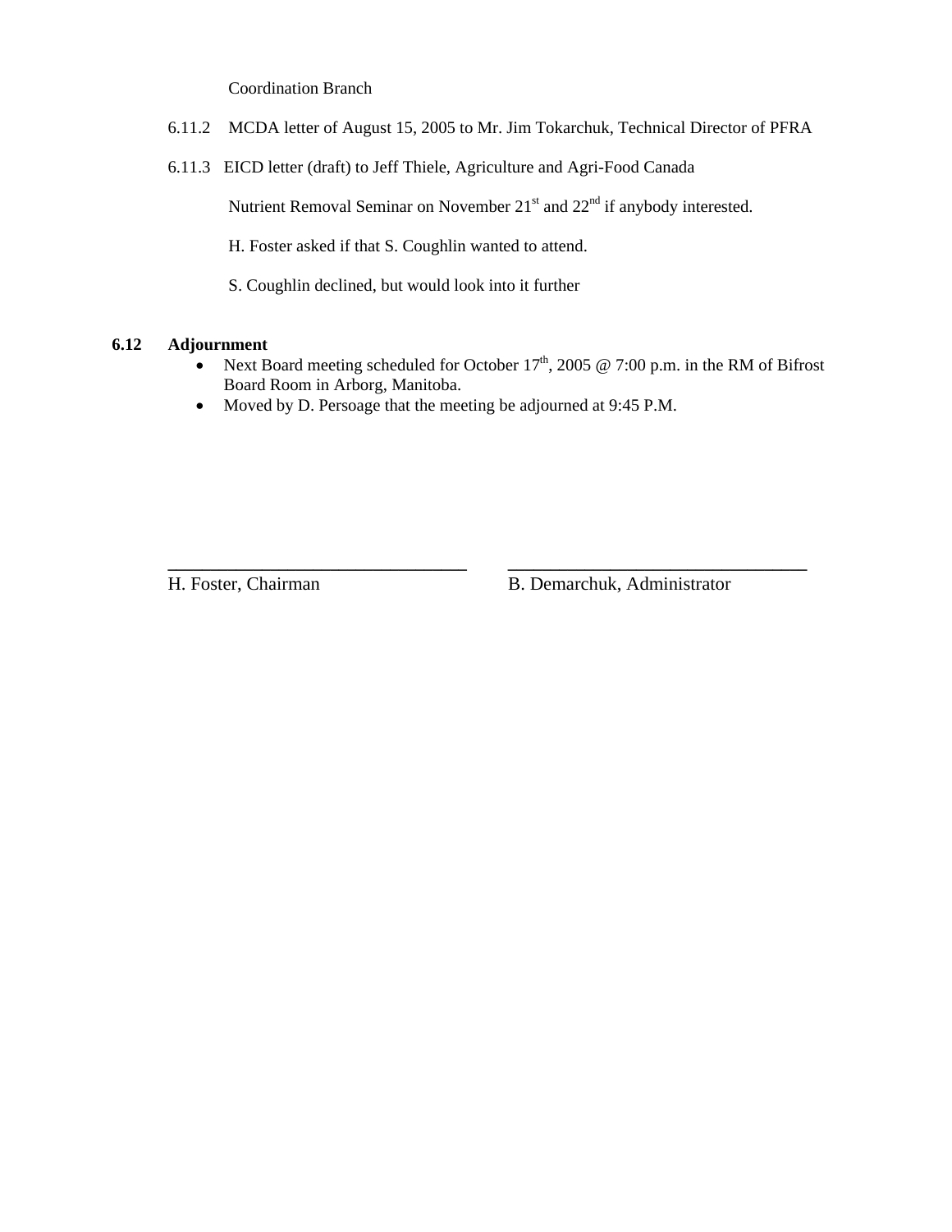Coordination Branch

6.11.2 MCDA letter of August 15, 2005 to Mr. Jim Tokarchuk, Technical Director of PFRA

6.11.3 EICD letter (draft) to Jeff Thiele, Agriculture and Agri-Food Canada

Nutrient Removal Seminar on November 21st and 22nd if anybody interested.

H. Foster asked if that S. Coughlin wanted to attend.

S. Coughlin declined, but would look into it further

**6.12 Adjournment**

- Next Board meeting scheduled for October 17th, 2005 @ 7:00 p.m. in the RM of Bifrost Board Room in Arborg, Manitoba.
- Moved by D. Persoage that the meeting be adjourned at 9:45 P.M.

\_\_\_\_\_\_\_\_\_\_\_\_\_\_\_\_\_\_\_\_\_\_\_\_\_\_\_\_\_\_\_\_

H. Foster, Chairman

\_\_\_\_\_\_\_\_\_\_\_\_\_\_\_\_\_\_\_\_\_\_\_\_\_\_\_\_\_\_\_\_

B. Demarchuk, Administrator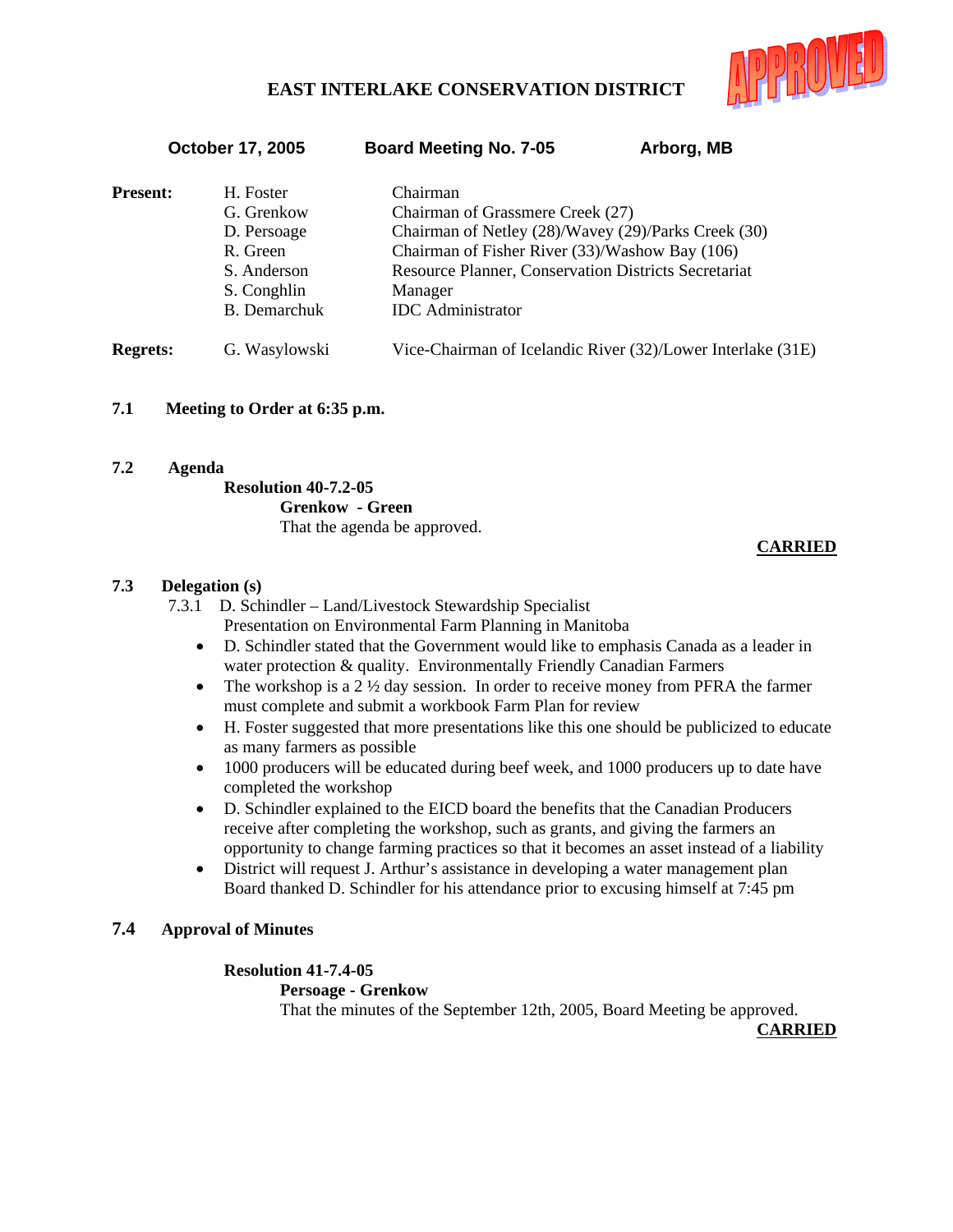# EAST INTERLAKE CONSERVATION DISTRICT

APPROVED

**October 17, 2005** **Board Meeting No. 7-05** **Arborg, MB**

| | | |
|---|---|---|
| **Present:** | H. Foster | Chairman |
| | G. Grenkow | Chairman of Grassmere Creek (27) |
| | D. Persoage | Chairman of Netley (28)/Wavey (29)/Parks Creek (30) |
| | R. Green | Chairman of Fisher River (33)/Washow Bay (106) |
| | S. Anderson | Resource Planner, Conservation Districts Secretariat |
| | S. Conghlin | Manager |
| | B. Demarchuk | IDC Administrator |
| **Regrets:** | G. Wasylowski | Vice-Chairman of Icelandic River (32)/Lower Interlake (31E) |

**7.1 Meeting to Order at 6:35 p.m.**

**7.2 Agenda**

**Resolution 40-7.2-05**
**Grenkow - Green**
That the agenda be approved.

**CARRIED**

**7.3 Delegation (s)**

7.3.1 D. Schindler – Land/Livestock Stewardship Specialist
Presentation on Environmental Farm Planning in Manitoba

- D. Schindler stated that the Government would like to emphasis Canada as a leader in water protection & quality. Environmentally Friendly Canadian Farmers
- The workshop is a 2 ½ day session. In order to receive money from PFRA the farmer must complete and submit a workbook Farm Plan for review
- H. Foster suggested that more presentations like this one should be publicized to educate as many farmers as possible
- 1000 producers will be educated during beef week, and 1000 producers up to date have completed the workshop
- D. Schindler explained to the EICD board the benefits that the Canadian Producers receive after completing the workshop, such as grants, and giving the farmers an opportunity to change farming practices so that it becomes an asset instead of a liability
- District will request J. Arthur's assistance in developing a water management plan
  Board thanked D. Schindler for his attendance prior to excusing himself at 7:45 pm

**7.4 Approval of Minutes**

**Resolution 41-7.4-05**
**Persoage - Grenkow**
That the minutes of the September 12th, 2005, Board Meeting be approved.

**CARRIED**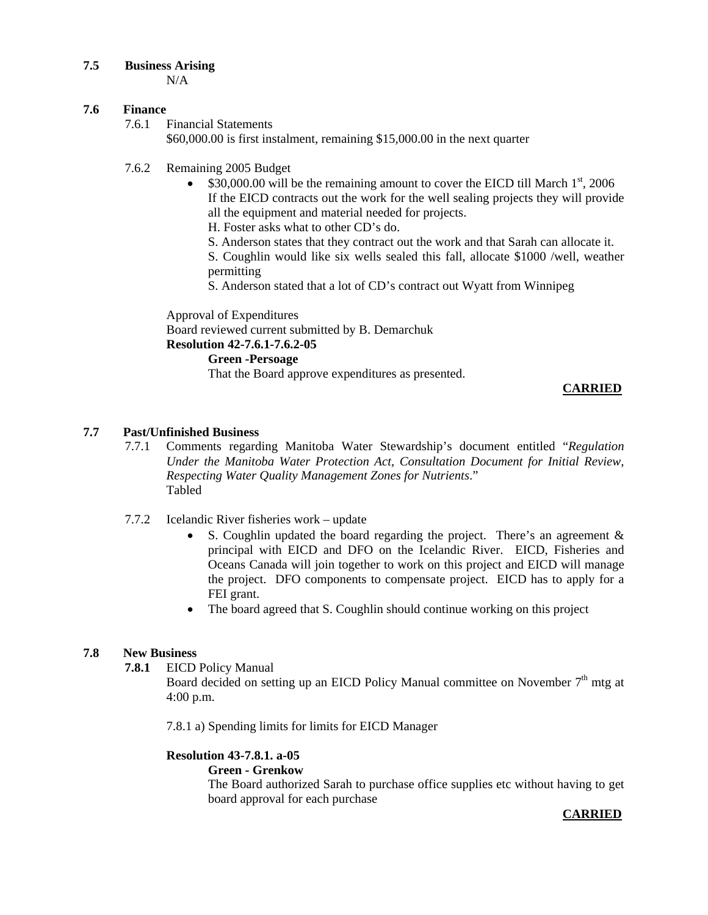**7.5 Business Arising**

N/A

**7.6 Finance**

7.6.1 Financial Statements

$60,000.00 is first instalment, remaining $15,000.00 in the next quarter

7.6.2 Remaining 2005 Budget

- $30,000.00 will be the remaining amount to cover the EICD till March 1st, 2006
  If the EICD contracts out the work for the well sealing projects they will provide all the equipment and material needed for projects.
  H. Foster asks what to other CD's do.
  S. Anderson states that they contract out the work and that Sarah can allocate it.
  S. Coughlin would like six wells sealed this fall, allocate $1000 /well, weather permitting
  S. Anderson stated that a lot of CD's contract out Wyatt from Winnipeg

Approval of Expenditures

Board reviewed current submitted by B. Demarchuk

**Resolution 42-7.6.1-7.6.2-05**

**Green -Persoage**

That the Board approve expenditures as presented.

**CARRIED**

**7.7 Past/Unfinished Business**

7.7.1 Comments regarding Manitoba Water Stewardship's document entitled "*Regulation Under the Manitoba Water Protection Act, Consultation Document for Initial Review, Respecting Water Quality Management Zones for Nutrients*."

Tabled

7.7.2 Icelandic River fisheries work – update

- S. Coughlin updated the board regarding the project. There's an agreement & principal with EICD and DFO on the Icelandic River. EICD, Fisheries and Oceans Canada will join together to work on this project and EICD will manage the project. DFO components to compensate project. EICD has to apply for a FEI grant.
- The board agreed that S. Coughlin should continue working on this project

**7.8 New Business**

**7.8.1** EICD Policy Manual

Board decided on setting up an EICD Policy Manual committee on November 7th mtg at 4:00 p.m.

7.8.1 a) Spending limits for limits for EICD Manager

**Resolution 43-7.8.1. a-05**

**Green - Grenkow**

The Board authorized Sarah to purchase office supplies etc without having to get board approval for each purchase

**CARRIED**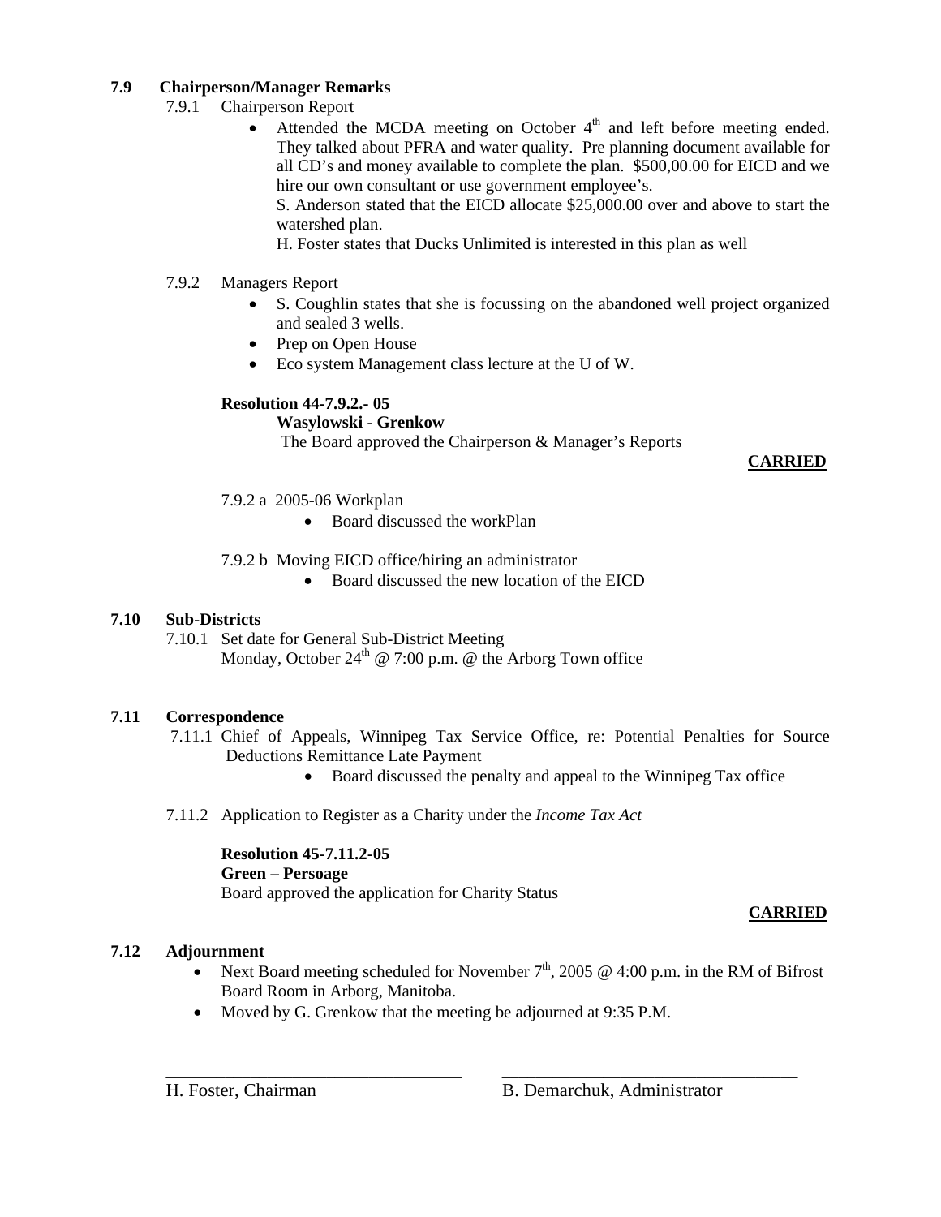**7.9 Chairperson/Manager Remarks**

7.9.1 Chairperson Report

- Attended the MCDA meeting on October 4th and left before meeting ended. They talked about PFRA and water quality. Pre planning document available for all CD's and money available to complete the plan. $500,00.00 for EICD and we hire our own consultant or use government employee's.

  S. Anderson stated that the EICD allocate $25,000.00 over and above to start the watershed plan.

  H. Foster states that Ducks Unlimited is interested in this plan as well

7.9.2 Managers Report

- S. Coughlin states that she is focussing on the abandoned well project organized and sealed 3 wells.
- Prep on Open House
- Eco system Management class lecture at the U of W.

**Resolution 44-7.9.2.- 05**
**Wasylowski - Grenkow**
The Board approved the Chairperson & Manager's Reports

**CARRIED**

7.9.2 a 2005-06 Workplan

- Board discussed the workPlan

7.9.2 b Moving EICD office/hiring an administrator

- Board discussed the new location of the EICD

**7.10 Sub-Districts**

7.10.1 Set date for General Sub-District Meeting
Monday, October 24th @ 7:00 p.m. @ the Arborg Town office

**7.11 Correspondence**

7.11.1 Chief of Appeals, Winnipeg Tax Service Office, re: Potential Penalties for Source Deductions Remittance Late Payment

- Board discussed the penalty and appeal to the Winnipeg Tax office

7.11.2 Application to Register as a Charity under the *Income Tax Act*

**Resolution 45-7.11.2-05**
**Green – Persoage**
Board approved the application for Charity Status

**CARRIED**

**7.12 Adjournment**

- Next Board meeting scheduled for November 7th, 2005 @ 4:00 p.m. in the RM of Bifrost Board Room in Arborg, Manitoba.
- Moved by G. Grenkow that the meeting be adjourned at 9:35 P.M.

H. Foster, Chairman B. Demarchuk, Administrator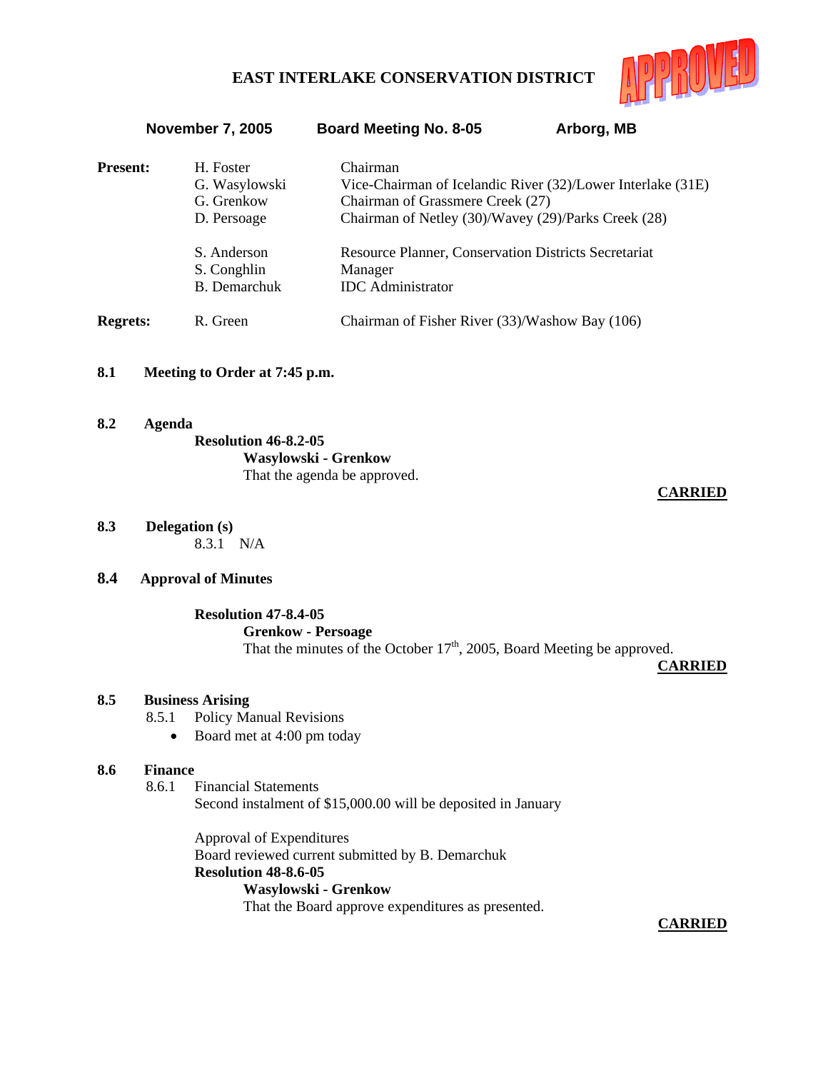# EAST INTERLAKE CONSERVATION DISTRICT

APPROVED

**November 7, 2005** | **Board Meeting No. 8-05** | **Arborg, MB**

| | | |
|---|---|---|
| **Present:** | H. Foster | Chairman |
| | G. Wasylowski | Vice-Chairman of Icelandic River (32)/Lower Interlake (31E) |
| | G. Grenkow | Chairman of Grassmere Creek (27) |
| | D. Persoage | Chairman of Netley (30)/Wavey (29)/Parks Creek (28) |
| | S. Anderson | Resource Planner, Conservation Districts Secretariat |
| | S. Conghlin | Manager |
| | B. Demarchuk | IDC Administrator |
| **Regrets:** | R. Green | Chairman of Fisher River (33)/Washow Bay (106) |

**8.1 Meeting to Order at 7:45 p.m.**

**8.2 Agenda**

**Resolution 46-8.2-05**
**Wasylowski - Grenkow**
That the agenda be approved.

**CARRIED**

**8.3 Delegation (s)**

8.3.1 N/A

**8.4 Approval of Minutes**

**Resolution 47-8.4-05**
**Grenkow - Persoage**
That the minutes of the October 17th, 2005, Board Meeting be approved.

**CARRIED**

**8.5 Business Arising**

8.5.1 Policy Manual Revisions

- Board met at 4:00 pm today

**8.6 Finance**

8.6.1 Financial Statements
Second instalment of $15,000.00 will be deposited in January

Approval of Expenditures
Board reviewed current submitted by B. Demarchuk

**Resolution 48-8.6-05**
**Wasylowski - Grenkow**
That the Board approve expenditures as presented.

**CARRIED**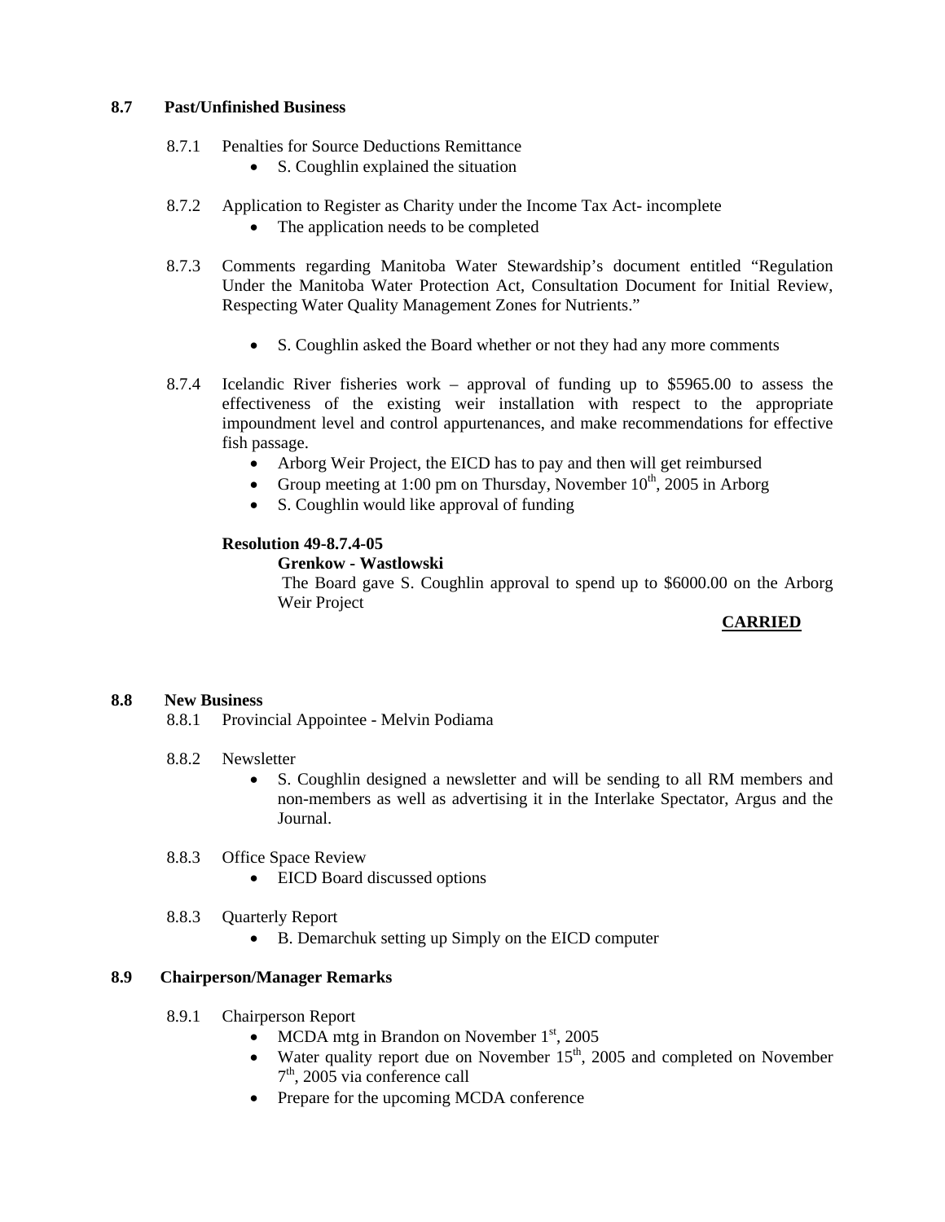## 8.7 Past/Unfinished Business

8.7.1 Penalties for Source Deductions Remittance

- S. Coughlin explained the situation

8.7.2 Application to Register as Charity under the Income Tax Act- incomplete

- The application needs to be completed

8.7.3 Comments regarding Manitoba Water Stewardship's document entitled "Regulation Under the Manitoba Water Protection Act, Consultation Document for Initial Review, Respecting Water Quality Management Zones for Nutrients."

- S. Coughlin asked the Board whether or not they had any more comments

8.7.4 Icelandic River fisheries work – approval of funding up to $5965.00 to assess the effectiveness of the existing weir installation with respect to the appropriate impoundment level and control appurtenances, and make recommendations for effective fish passage.

- Arborg Weir Project, the EICD has to pay and then will get reimbursed
- Group meeting at 1:00 pm on Thursday, November 10th, 2005 in Arborg
- S. Coughlin would like approval of funding

**Resolution 49-8.7.4-05**

**Grenkow - Wastlowski**

The Board gave S. Coughlin approval to spend up to $6000.00 on the Arborg Weir Project

**CARRIED**

## 8.8 New Business

8.8.1 Provincial Appointee - Melvin Podiama

8.8.2 Newsletter

- S. Coughlin designed a newsletter and will be sending to all RM members and non-members as well as advertising it in the Interlake Spectator, Argus and the Journal.

8.8.3 Office Space Review

- EICD Board discussed options

8.8.3 Quarterly Report

- B. Demarchuk setting up Simply on the EICD computer

## 8.9 Chairperson/Manager Remarks

8.9.1 Chairperson Report

- MCDA mtg in Brandon on November 1st, 2005
- Water quality report due on November 15th, 2005 and completed on November 7th, 2005 via conference call
- Prepare for the upcoming MCDA conference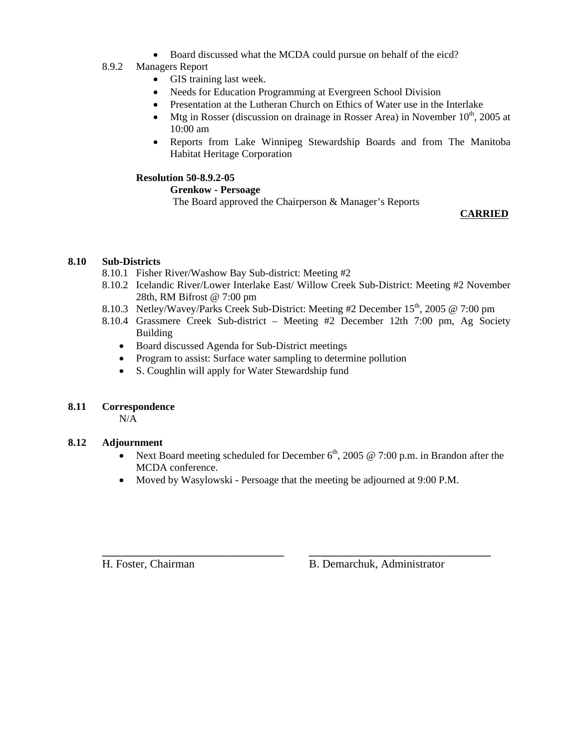- Board discussed what the MCDA could pursue on behalf of the eicd?

8.9.2 Managers Report

- GIS training last week.
- Needs for Education Programming at Evergreen School Division
- Presentation at the Lutheran Church on Ethics of Water use in the Interlake
- Mtg in Rosser (discussion on drainage in Rosser Area) in November 10th, 2005 at 10:00 am
- Reports from Lake Winnipeg Stewardship Boards and from The Manitoba Habitat Heritage Corporation

**Resolution 50-8.9.2-05**
**Grenkow - Persoage**
The Board approved the Chairperson & Manager's Reports

**CARRIED**

**8.10 Sub-Districts**

8.10.1 Fisher River/Washow Bay Sub-district: Meeting #2
8.10.2 Icelandic River/Lower Interlake East/ Willow Creek Sub-District: Meeting #2 November 28th, RM Bifrost @ 7:00 pm
8.10.3 Netley/Wavey/Parks Creek Sub-District: Meeting #2 December 15th, 2005 @ 7:00 pm
8.10.4 Grassmere Creek Sub-district – Meeting #2 December 12th 7:00 pm, Ag Society Building

- Board discussed Agenda for Sub-District meetings
- Program to assist: Surface water sampling to determine pollution
- S. Coughlin will apply for Water Stewardship fund

**8.11 Correspondence**

N/A

**8.12 Adjournment**

- Next Board meeting scheduled for December 6th, 2005 @ 7:00 p.m. in Brandon after the MCDA conference.
- Moved by Wasylowski - Persoage that the meeting be adjourned at 9:00 P.M.

\_\_\_\_\_\_\_\_\_\_\_\_\_\_\_\_\_\_\_\_\_\_\_\_\_\_\_\_\_\_ \_\_\_\_\_\_\_\_\_\_\_\_\_\_\_\_\_\_\_\_\_\_\_\_\_\_\_\_\_\_

H. Foster, Chairman B. Demarchuk, Administrator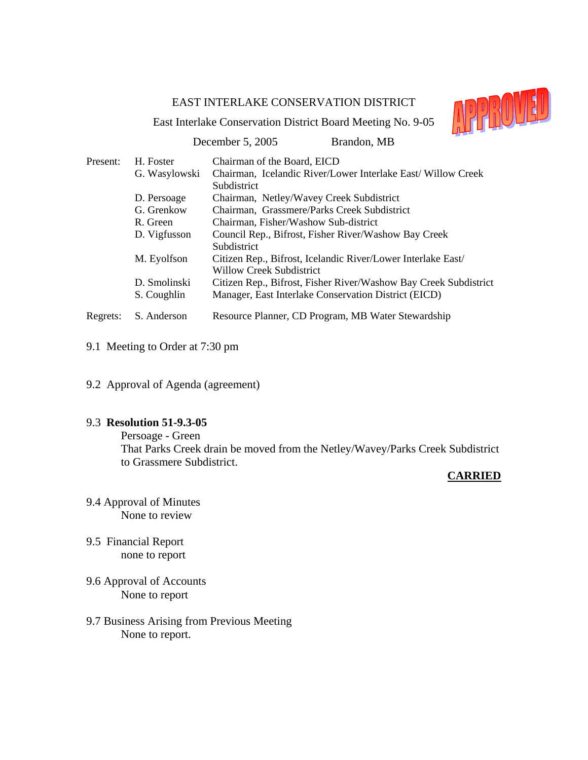EAST INTERLAKE CONSERVATION DISTRICT

East Interlake Conservation District Board Meeting No. 9-05

APPROVED

December 5, 2005 Brandon, MB

| | | |
|---|---|---|
| Present: | H. Foster | Chairman of the Board, EICD |
| | G. Wasylowski | Chairman, Icelandic River/Lower Interlake East/ Willow Creek Subdistrict |
| | D. Persoage | Chairman, Netley/Wavey Creek Subdistrict |
| | G. Grenkow | Chairman, Grassmere/Parks Creek Subdistrict |
| | R. Green | Chairman, Fisher/Washow Sub-district |
| | D. Vigfusson | Council Rep., Bifrost, Fisher River/Washow Bay Creek Subdistrict |
| | M. Eyolfson | Citizen Rep., Bifrost, Icelandic River/Lower Interlake East/ Willow Creek Subdistrict |
| | D. Smolinski | Citizen Rep., Bifrost, Fisher River/Washow Bay Creek Subdistrict |
| | S. Coughlin | Manager, East Interlake Conservation District (EICD) |
| Regrets: | S. Anderson | Resource Planner, CD Program, MB Water Stewardship |

9.1 Meeting to Order at 7:30 pm

9.2 Approval of Agenda (agreement)

9.3 **Resolution 51-9.3-05**

Persoage - Green

That Parks Creek drain be moved from the Netley/Wavey/Parks Creek Subdistrict to Grassmere Subdistrict.

**CARRIED**

9.4 Approval of Minutes

None to review

9.5 Financial Report

none to report

9.6 Approval of Accounts

None to report

9.7 Business Arising from Previous Meeting

None to report.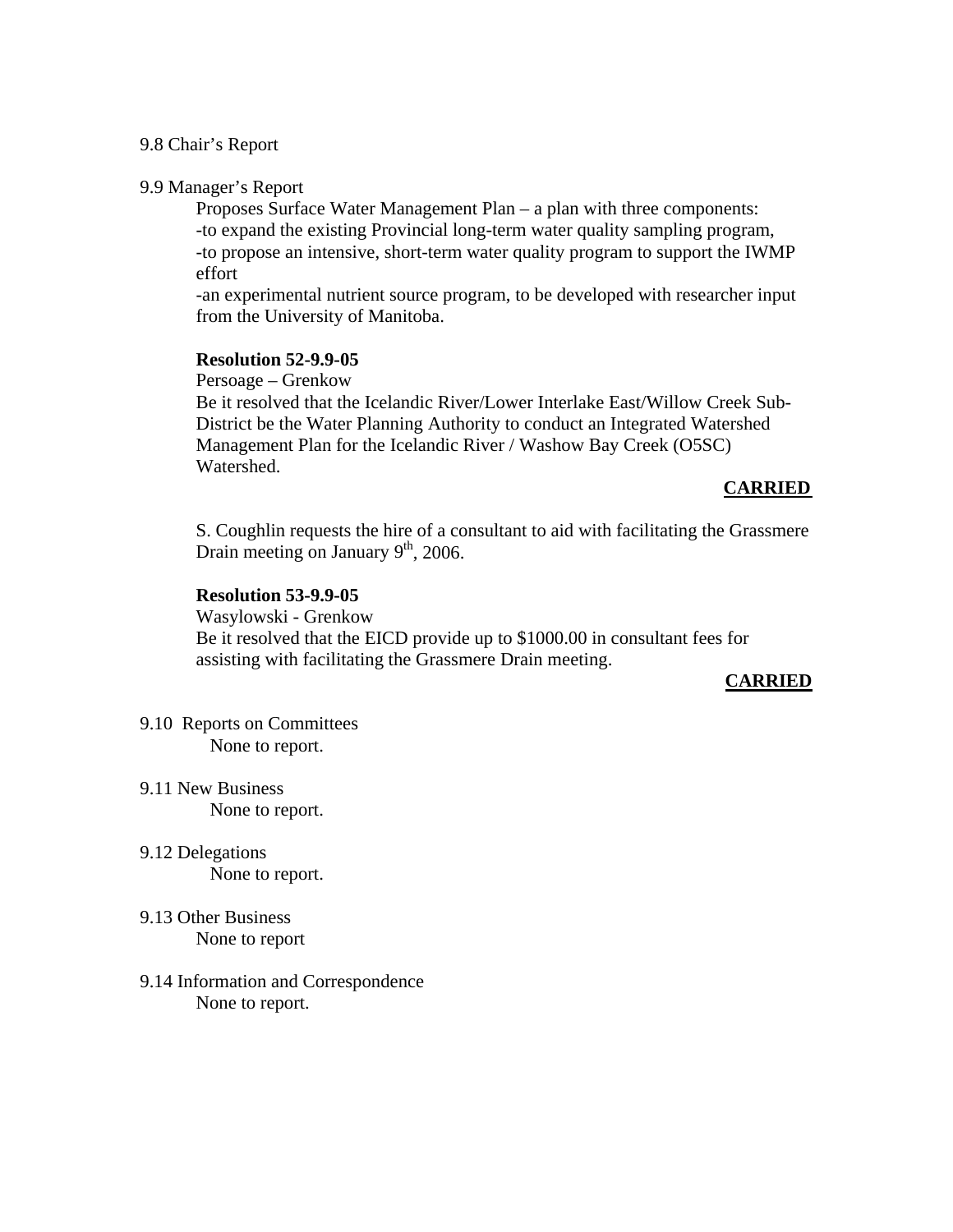9.8 Chair's Report

9.9 Manager's Report

Proposes Surface Water Management Plan – a plan with three components:
-to expand the existing Provincial long-term water quality sampling program,
-to propose an intensive, short-term water quality program to support the IWMP effort
-an experimental nutrient source program, to be developed with researcher input from the University of Manitoba.

**Resolution 52-9.9-05**
Persoage – Grenkow
Be it resolved that the Icelandic River/Lower Interlake East/Willow Creek Sub-District be the Water Planning Authority to conduct an Integrated Watershed Management Plan for the Icelandic River / Washow Bay Creek (O5SC) Watershed.

**CARRIED**

S. Coughlin requests the hire of a consultant to aid with facilitating the Grassmere Drain meeting on January 9th, 2006.

**Resolution 53-9.9-05**
Wasylowski - Grenkow
Be it resolved that the EICD provide up to $1000.00 in consultant fees for assisting with facilitating the Grassmere Drain meeting.

**CARRIED**

9.10 Reports on Committees
None to report.

9.11 New Business
None to report.

9.12 Delegations
None to report.

9.13 Other Business
None to report

9.14 Information and Correspondence
None to report.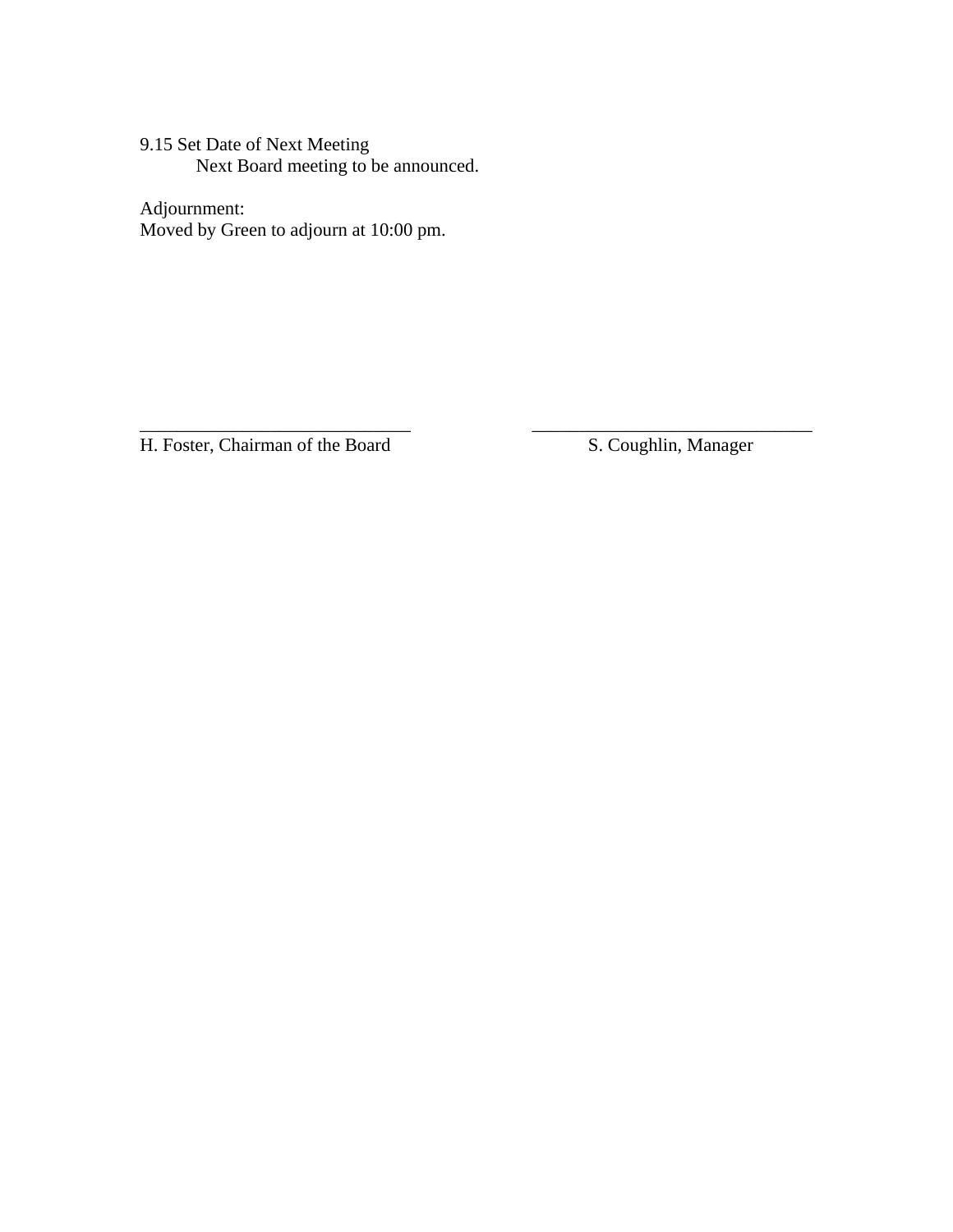9.15 Set Date of Next Meeting

Next Board meeting to be announced.

Adjournment:
Moved by Green to adjourn at 10:00 pm.

| | |
|---|---|
| _____________________________ | _____________________________ |
| H. Foster, Chairman of the Board | S. Coughlin, Manager |